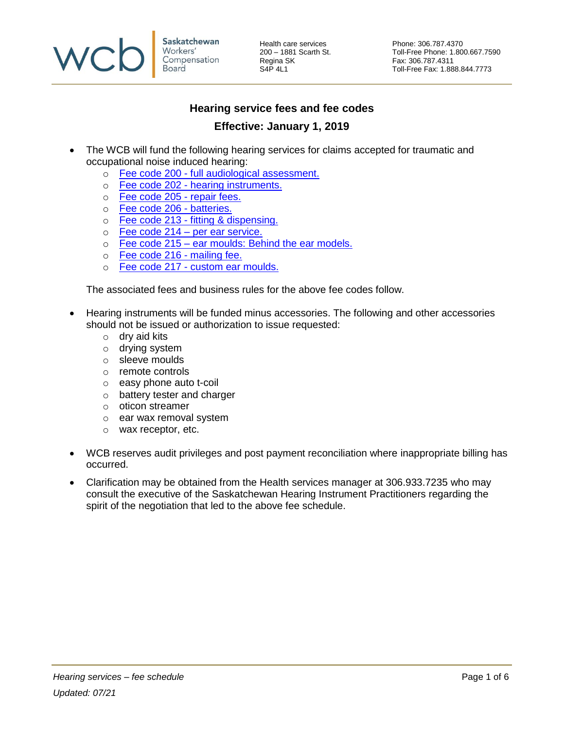Saskatchewan Workers' Compensation Board

Health care services
200 – 1881 Scarth St.
Regina SK
S4P 4L1

Phone: 306.787.4370
Toll-Free Phone: 1.800.667.7590
Fax: 306.787.4311
Toll-Free Fax: 1.888.844.7773

## Hearing service fees and fee codes

### Effective: January 1, 2019

- The WCB will fund the following hearing services for claims accepted for traumatic and occupational noise induced hearing:
  - Fee code 200 - full audiological assessment.
  - Fee code 202 - hearing instruments.
  - Fee code 205 - repair fees.
  - Fee code 206 - batteries.
  - Fee code 213 - fitting & dispensing.
  - Fee code 214 – per ear service.
  - Fee code 215 – ear moulds: Behind the ear models.
  - Fee code 216 - mailing fee.
  - Fee code 217 - custom ear moulds.

  The associated fees and business rules for the above fee codes follow.

- Hearing instruments will be funded minus accessories. The following and other accessories should not be issued or authorization to issue requested:
  - dry aid kits
  - drying system
  - sleeve moulds
  - remote controls
  - easy phone auto t-coil
  - battery tester and charger
  - oticon streamer
  - ear wax removal system
  - wax receptor, etc.

- WCB reserves audit privileges and post payment reconciliation where inappropriate billing has occurred.

- Clarification may be obtained from the Health services manager at 306.933.7235 who may consult the executive of the Saskatchewan Hearing Instrument Practitioners regarding the spirit of the negotiation that led to the above fee schedule.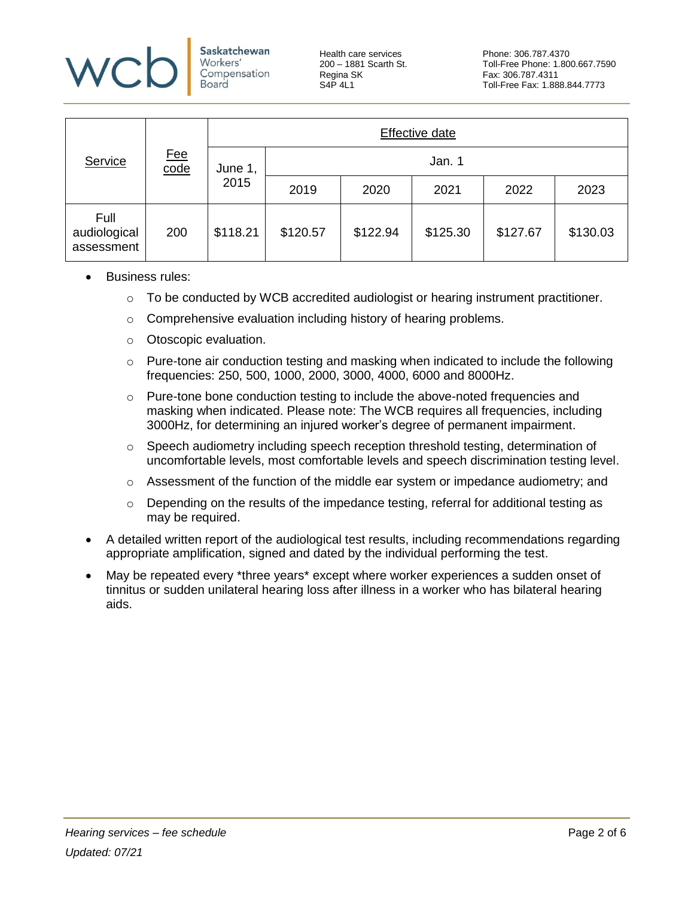| Service | Fee code | Effective date | | | | | |
|---|---|---|---|---|---|---|---|
| | | June 1, 2015 | Jan. 1 | | | | |
| | | | 2019 | 2020 | 2021 | 2022 | 2023 |
| Full audiological assessment | 200 | $118.21 | $120.57 | $122.94 | $125.30 | $127.67 | $130.03 |

- Business rules:
  - To be conducted by WCB accredited audiologist or hearing instrument practitioner.
  - Comprehensive evaluation including history of hearing problems.
  - Otoscopic evaluation.
  - Pure-tone air conduction testing and masking when indicated to include the following frequencies: 250, 500, 1000, 2000, 3000, 4000, 6000 and 8000Hz.
  - Pure-tone bone conduction testing to include the above-noted frequencies and masking when indicated. Please note: The WCB requires all frequencies, including 3000Hz, for determining an injured worker's degree of permanent impairment.
  - Speech audiometry including speech reception threshold testing, determination of uncomfortable levels, most comfortable levels and speech discrimination testing level.
  - Assessment of the function of the middle ear system or impedance audiometry; and
  - Depending on the results of the impedance testing, referral for additional testing as may be required.
- A detailed written report of the audiological test results, including recommendations regarding appropriate amplification, signed and dated by the individual performing the test.
- May be repeated every *three years* except where worker experiences a sudden onset of tinnitus or sudden unilateral hearing loss after illness in a worker who has bilateral hearing aids.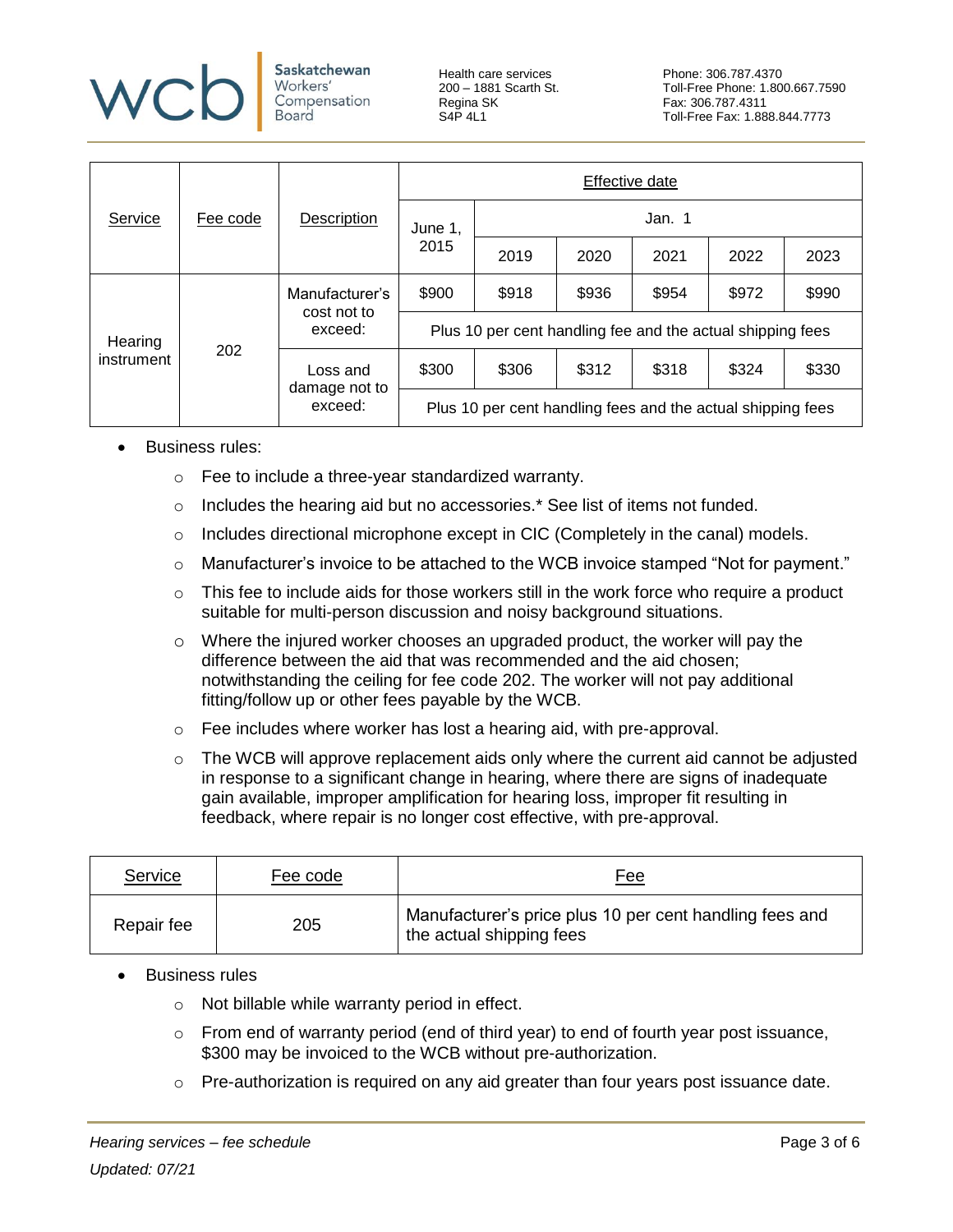| Service | Fee code | Description | Effective date | | | | | |
|---|---|---|---|---|---|---|---|---|
| | | | June 1, 2015 | Jan. 1 | | | | |
| | | | | 2019 | 2020 | 2021 | 2022 | 2023 |
| Hearing instrument | 202 | Manufacturer's cost not to exceed: | $900 | $918 | $936 | $954 | $972 | $990 |
| | | | Plus 10 per cent handling fee and the actual shipping fees | | | | | |
| | | Loss and damage not to exceed: | $300 | $306 | $312 | $318 | $324 | $330 |
| | | | Plus 10 per cent handling fees and the actual shipping fees | | | | | |

- Business rules:
  - Fee to include a three-year standardized warranty.
  - Includes the hearing aid but no accessories.* See list of items not funded.
  - Includes directional microphone except in CIC (Completely in the canal) models.
  - Manufacturer's invoice to be attached to the WCB invoice stamped "Not for payment."
  - This fee to include aids for those workers still in the work force who require a product suitable for multi-person discussion and noisy background situations.
  - Where the injured worker chooses an upgraded product, the worker will pay the difference between the aid that was recommended and the aid chosen; notwithstanding the ceiling for fee code 202. The worker will not pay additional fitting/follow up or other fees payable by the WCB.
  - Fee includes where worker has lost a hearing aid, with pre-approval.
  - The WCB will approve replacement aids only where the current aid cannot be adjusted in response to a significant change in hearing, where there are signs of inadequate gain available, improper amplification for hearing loss, improper fit resulting in feedback, where repair is no longer cost effective, with pre-approval.

| Service | Fee code | Fee |
|---|---|---|
| Repair fee | 205 | Manufacturer's price plus 10 per cent handling fees and the actual shipping fees |

- Business rules
  - Not billable while warranty period in effect.
  - From end of warranty period (end of third year) to end of fourth year post issuance, $300 may be invoiced to the WCB without pre-authorization.
  - Pre-authorization is required on any aid greater than four years post issuance date.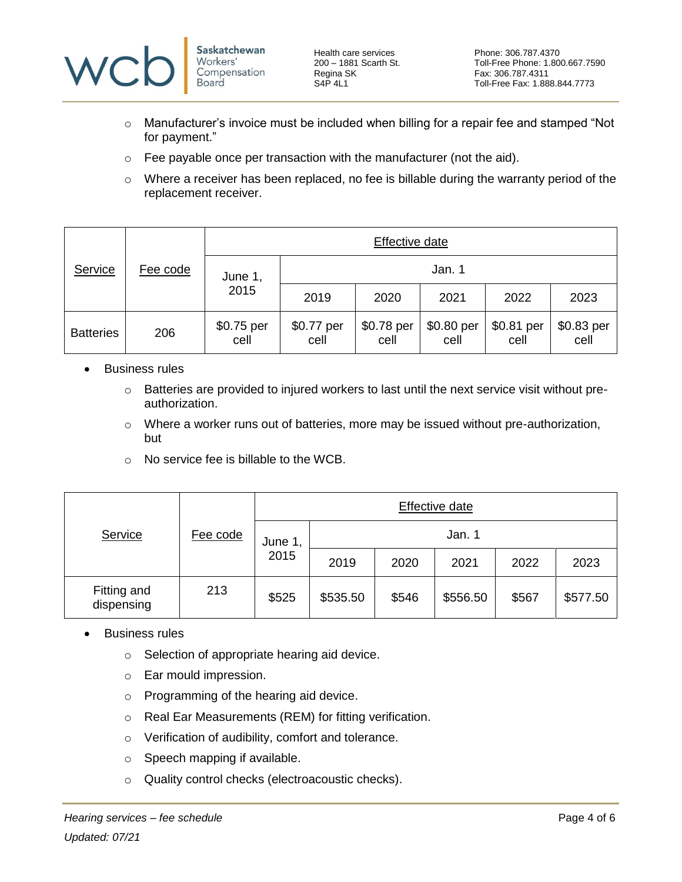- Manufacturer's invoice must be included when billing for a repair fee and stamped "Not for payment."
- Fee payable once per transaction with the manufacturer (not the aid).
- Where a receiver has been replaced, no fee is billable during the warranty period of the replacement receiver.

| Service | Fee code | Effective date | | | | | |
|---|---|---|---|---|---|---|---|
| | | June 1, 2015 | Jan. 1 | | | | |
| | | | 2019 | 2020 | 2021 | 2022 | 2023 |
| Batteries | 206 | $0.75 per cell | $0.77 per cell | $0.78 per cell | $0.80 per cell | $0.81 per cell | $0.83 per cell |

- Business rules
  - Batteries are provided to injured workers to last until the next service visit without pre-authorization.
  - Where a worker runs out of batteries, more may be issued without pre-authorization, but
  - No service fee is billable to the WCB.

| Service | Fee code | Effective date | | | | | |
|---|---|---|---|---|---|---|---|
| | | June 1, 2015 | Jan. 1 | | | | |
| | | | 2019 | 2020 | 2021 | 2022 | 2023 |
| Fitting and dispensing | 213 | $525 | $535.50 | $546 | $556.50 | $567 | $577.50 |

- Business rules
  - Selection of appropriate hearing aid device.
  - Ear mould impression.
  - Programming of the hearing aid device.
  - Real Ear Measurements (REM) for fitting verification.
  - Verification of audibility, comfort and tolerance.
  - Speech mapping if available.
  - Quality control checks (electroacoustic checks).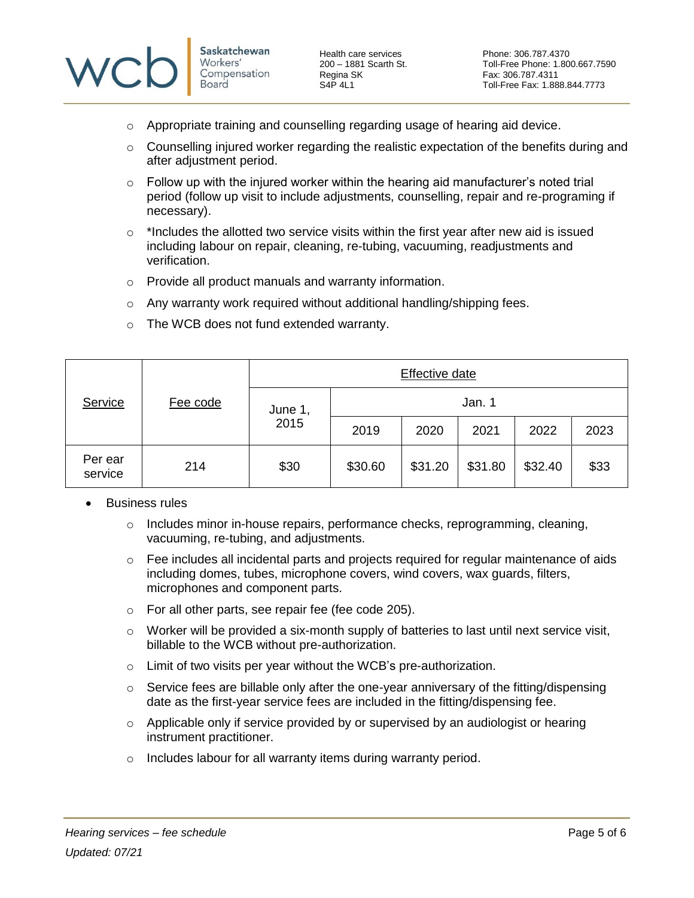- Appropriate training and counselling regarding usage of hearing aid device.
- Counselling injured worker regarding the realistic expectation of the benefits during and after adjustment period.
- Follow up with the injured worker within the hearing aid manufacturer's noted trial period (follow up visit to include adjustments, counselling, repair and re-programing if necessary).
- *Includes the allotted two service visits within the first year after new aid is issued including labour on repair, cleaning, re-tubing, vacuuming, readjustments and verification.
- Provide all product manuals and warranty information.
- Any warranty work required without additional handling/shipping fees.
- The WCB does not fund extended warranty.

| Service | Fee code | Effective date | | | | | |
|---|---|---|---|---|---|---|---|
| | | June 1, 2015 | Jan. 1 | | | | |
| | | | 2019 | 2020 | 2021 | 2022 | 2023 |
| Per ear service | 214 | $30 | $30.60 | $31.20 | $31.80 | $32.40 | $33 |

- Business rules
  - Includes minor in-house repairs, performance checks, reprogramming, cleaning, vacuuming, re-tubing, and adjustments.
  - Fee includes all incidental parts and projects required for regular maintenance of aids including domes, tubes, microphone covers, wind covers, wax guards, filters, microphones and component parts.
  - For all other parts, see repair fee (fee code 205).
  - Worker will be provided a six-month supply of batteries to last until next service visit, billable to the WCB without pre-authorization.
  - Limit of two visits per year without the WCB's pre-authorization.
  - Service fees are billable only after the one-year anniversary of the fitting/dispensing date as the first-year service fees are included in the fitting/dispensing fee.
  - Applicable only if service provided by or supervised by an audiologist or hearing instrument practitioner.
  - Includes labour for all warranty items during warranty period.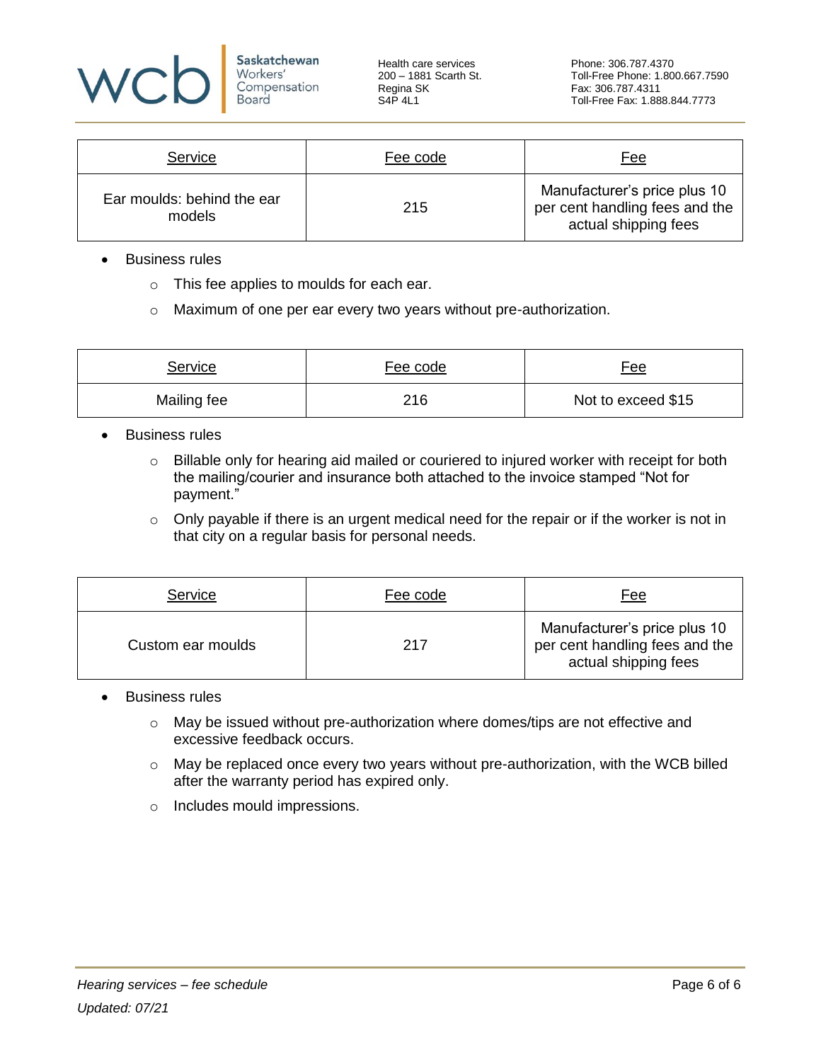| Service | Fee code | Fee |
|---|---|---|
| Ear moulds: behind the ear models | 215 | Manufacturer's price plus 10 per cent handling fees and the actual shipping fees |

- Business rules
  - This fee applies to moulds for each ear.
  - Maximum of one per ear every two years without pre-authorization.

| Service | Fee code | Fee |
|---|---|---|
| Mailing fee | 216 | Not to exceed $15 |

- Business rules
  - Billable only for hearing aid mailed or couriered to injured worker with receipt for both the mailing/courier and insurance both attached to the invoice stamped "Not for payment."
  - Only payable if there is an urgent medical need for the repair or if the worker is not in that city on a regular basis for personal needs.

| Service | Fee code | Fee |
|---|---|---|
| Custom ear moulds | 217 | Manufacturer's price plus 10 per cent handling fees and the actual shipping fees |

- Business rules
  - May be issued without pre-authorization where domes/tips are not effective and excessive feedback occurs.
  - May be replaced once every two years without pre-authorization, with the WCB billed after the warranty period has expired only.
  - Includes mould impressions.